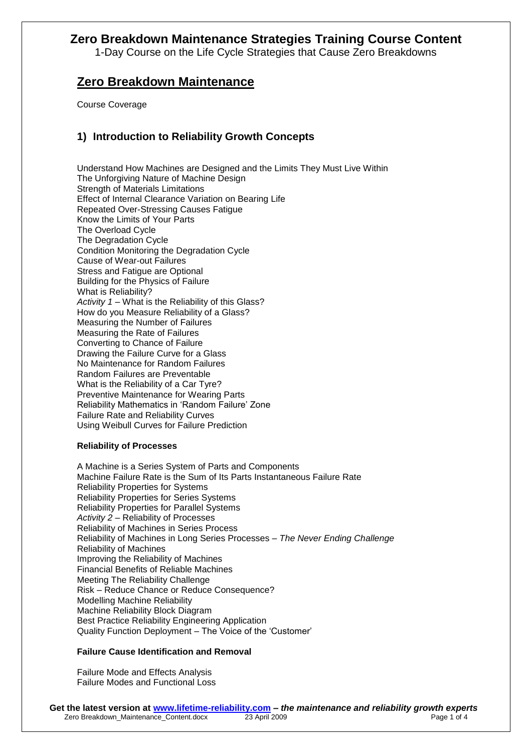# Zero Breakdown Maintenance Strategies Training Course Content

1-Day Course on the Life Cycle Strategies that Cause Zero Breakdowns

## Zero Breakdown Maintenance

Course Coverage

## 1) Introduction to Reliability Growth Concepts

Understand How Machines are Designed and the Limits They Must Live Within
The Unforgiving Nature of Machine Design
Strength of Materials Limitations
Effect of Internal Clearance Variation on Bearing Life
Repeated Over-Stressing Causes Fatigue
Know the Limits of Your Parts
The Overload Cycle
The Degradation Cycle
Condition Monitoring the Degradation Cycle
Cause of Wear-out Failures
Stress and Fatigue are Optional
Building for the Physics of Failure
What is Reliability?
*Activity 1* – What is the Reliability of this Glass?
How do you Measure Reliability of a Glass?
Measuring the Number of Failures
Measuring the Rate of Failures
Converting to Chance of Failure
Drawing the Failure Curve for a Glass
No Maintenance for Random Failures
Random Failures are Preventable
What is the Reliability of a Car Tyre?
Preventive Maintenance for Wearing Parts
Reliability Mathematics in 'Random Failure' Zone
Failure Rate and Reliability Curves
Using Weibull Curves for Failure Prediction

**Reliability of Processes**

A Machine is a Series System of Parts and Components
Machine Failure Rate is the Sum of Its Parts Instantaneous Failure Rate
Reliability Properties for Systems
Reliability Properties for Series Systems
Reliability Properties for Parallel Systems
*Activity 2* – Reliability of Processes
Reliability of Machines in Series Process
Reliability of Machines in Long Series Processes – *The Never Ending Challenge*
Reliability of Machines
Improving the Reliability of Machines
Financial Benefits of Reliable Machines
Meeting The Reliability Challenge
Risk – Reduce Chance or Reduce Consequence?
Modelling Machine Reliability
Machine Reliability Block Diagram
Best Practice Reliability Engineering Application
Quality Function Deployment – The Voice of the 'Customer'

**Failure Cause Identification and Removal**

Failure Mode and Effects Analysis
Failure Modes and Functional Loss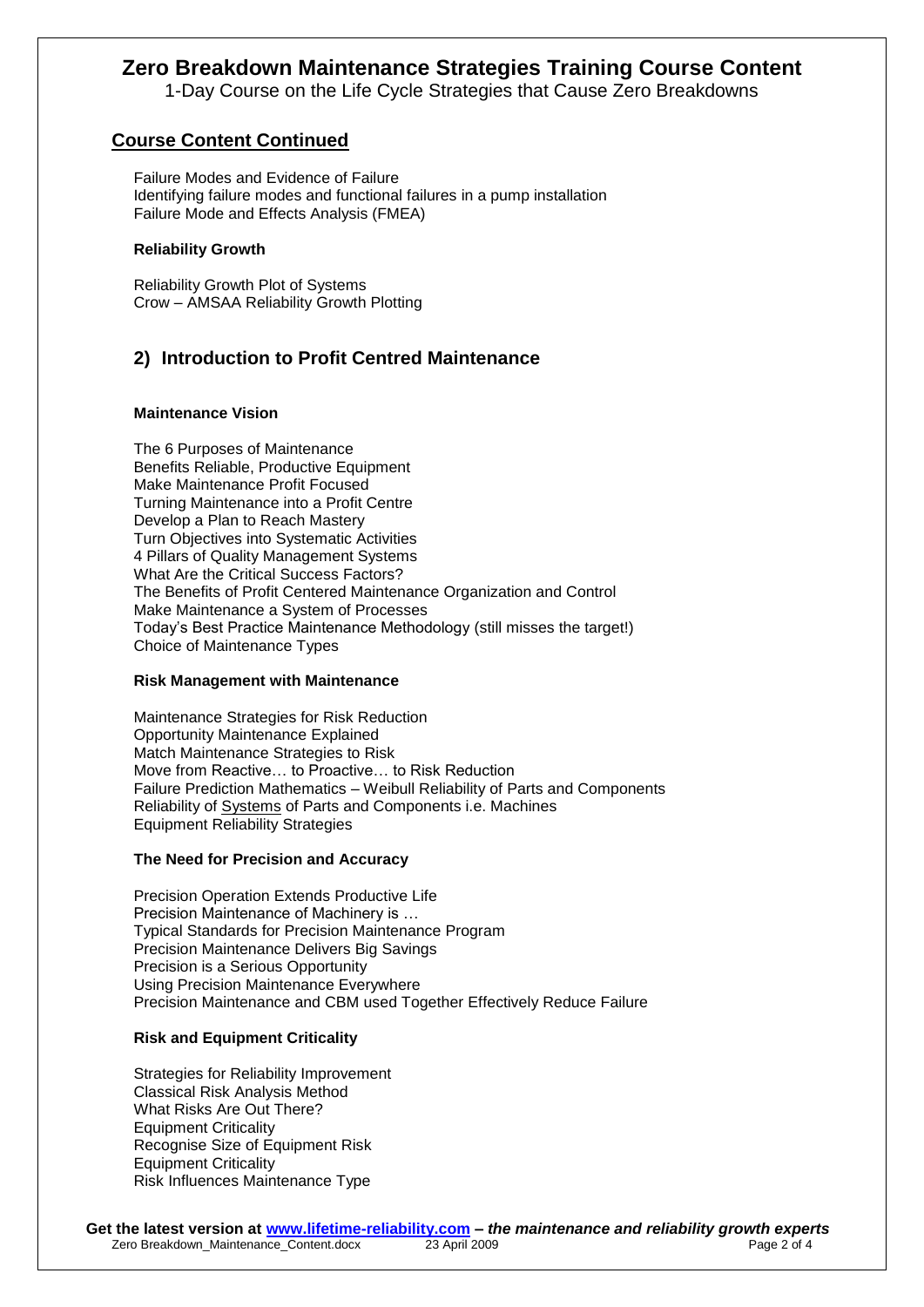# Zero Breakdown Maintenance Strategies Training Course Content

1-Day Course on the Life Cycle Strategies that Cause Zero Breakdowns

## Course Content Continued

Failure Modes and Evidence of Failure
Identifying failure modes and functional failures in a pump installation
Failure Mode and Effects Analysis (FMEA)

**Reliability Growth**

Reliability Growth Plot of Systems
Crow – AMSAA Reliability Growth Plotting

## 2) Introduction to Profit Centred Maintenance

**Maintenance Vision**

The 6 Purposes of Maintenance
Benefits Reliable, Productive Equipment
Make Maintenance Profit Focused
Turning Maintenance into a Profit Centre
Develop a Plan to Reach Mastery
Turn Objectives into Systematic Activities
4 Pillars of Quality Management Systems
What Are the Critical Success Factors?
The Benefits of Profit Centered Maintenance Organization and Control
Make Maintenance a System of Processes
Today's Best Practice Maintenance Methodology (still misses the target!)
Choice of Maintenance Types

**Risk Management with Maintenance**

Maintenance Strategies for Risk Reduction
Opportunity Maintenance Explained
Match Maintenance Strategies to Risk
Move from Reactive… to Proactive… to Risk Reduction
Failure Prediction Mathematics – Weibull Reliability of Parts and Components
Reliability of Systems of Parts and Components i.e. Machines
Equipment Reliability Strategies

**The Need for Precision and Accuracy**

Precision Operation Extends Productive Life
Precision Maintenance of Machinery is …
Typical Standards for Precision Maintenance Program
Precision Maintenance Delivers Big Savings
Precision is a Serious Opportunity
Using Precision Maintenance Everywhere
Precision Maintenance and CBM used Together Effectively Reduce Failure

**Risk and Equipment Criticality**

Strategies for Reliability Improvement
Classical Risk Analysis Method
What Risks Are Out There?
Equipment Criticality
Recognise Size of Equipment Risk
Equipment Criticality
Risk Influences Maintenance Type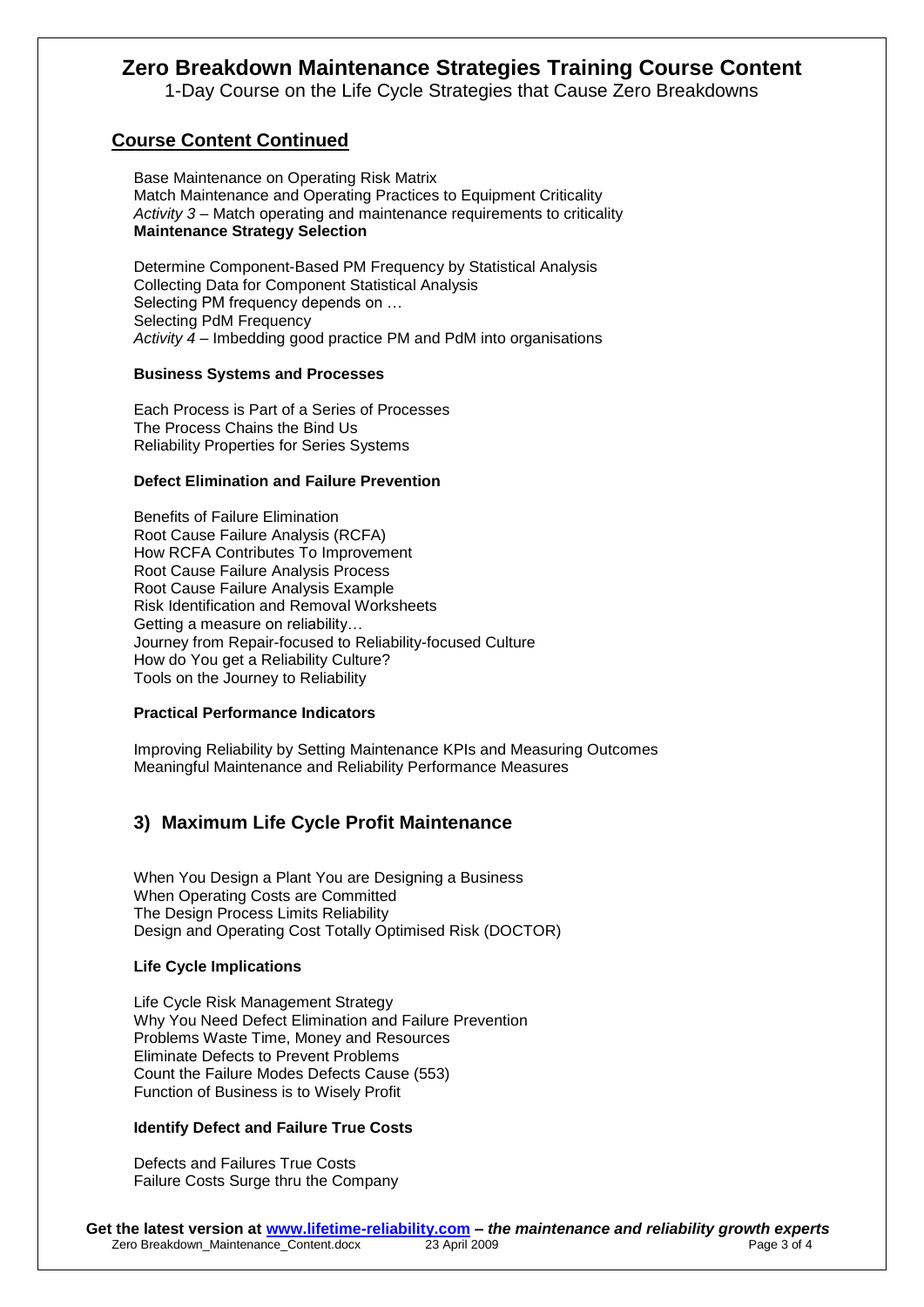# Zero Breakdown Maintenance Strategies Training Course Content

1-Day Course on the Life Cycle Strategies that Cause Zero Breakdowns

## Course Content Continued

Base Maintenance on Operating Risk Matrix
Match Maintenance and Operating Practices to Equipment Criticality
*Activity 3* – Match operating and maintenance requirements to criticality
**Maintenance Strategy Selection**

Determine Component-Based PM Frequency by Statistical Analysis
Collecting Data for Component Statistical Analysis
Selecting PM frequency depends on …
Selecting PdM Frequency
*Activity 4* – Imbedding good practice PM and PdM into organisations

**Business Systems and Processes**

Each Process is Part of a Series of Processes
The Process Chains the Bind Us
Reliability Properties for Series Systems

**Defect Elimination and Failure Prevention**

Benefits of Failure Elimination
Root Cause Failure Analysis (RCFA)
How RCFA Contributes To Improvement
Root Cause Failure Analysis Process
Root Cause Failure Analysis Example
Risk Identification and Removal Worksheets
Getting a measure on reliability…
Journey from Repair-focused to Reliability-focused Culture
How do You get a Reliability Culture?
Tools on the Journey to Reliability

**Practical Performance Indicators**

Improving Reliability by Setting Maintenance KPIs and Measuring Outcomes
Meaningful Maintenance and Reliability Performance Measures

## 3) Maximum Life Cycle Profit Maintenance

When You Design a Plant You are Designing a Business
When Operating Costs are Committed
The Design Process Limits Reliability
Design and Operating Cost Totally Optimised Risk (DOCTOR)

**Life Cycle Implications**

Life Cycle Risk Management Strategy
Why You Need Defect Elimination and Failure Prevention
Problems Waste Time, Money and Resources
Eliminate Defects to Prevent Problems
Count the Failure Modes Defects Cause (553)
Function of Business is to Wisely Profit

**Identify Defect and Failure True Costs**

Defects and Failures True Costs
Failure Costs Surge thru the Company

**Get the latest version at www.lifetime-reliability.com** – ***the maintenance and reliability growth experts***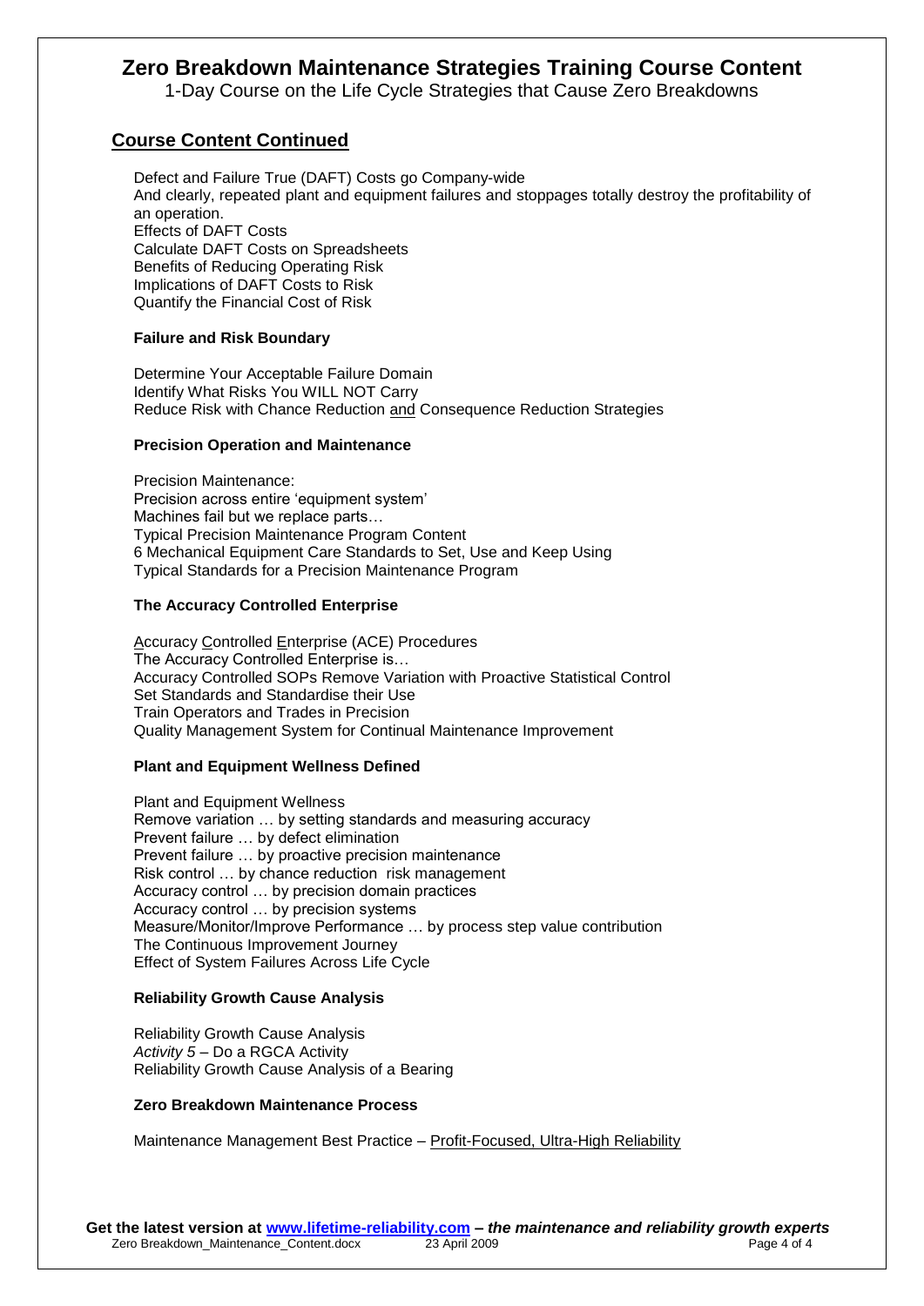# Zero Breakdown Maintenance Strategies Training Course Content

1-Day Course on the Life Cycle Strategies that Cause Zero Breakdowns

## Course Content Continued

Defect and Failure True (DAFT) Costs go Company-wide
And clearly, repeated plant and equipment failures and stoppages totally destroy the profitability of an operation.
Effects of DAFT Costs
Calculate DAFT Costs on Spreadsheets
Benefits of Reducing Operating Risk
Implications of DAFT Costs to Risk
Quantify the Financial Cost of Risk

### Failure and Risk Boundary

Determine Your Acceptable Failure Domain
Identify What Risks You WILL NOT Carry
Reduce Risk with Chance Reduction and Consequence Reduction Strategies

### Precision Operation and Maintenance

Precision Maintenance:
Precision across entire 'equipment system'
Machines fail but we replace parts…
Typical Precision Maintenance Program Content
6 Mechanical Equipment Care Standards to Set, Use and Keep Using
Typical Standards for a Precision Maintenance Program

### The Accuracy Controlled Enterprise

Accuracy Controlled Enterprise (ACE) Procedures
The Accuracy Controlled Enterprise is…
Accuracy Controlled SOPs Remove Variation with Proactive Statistical Control
Set Standards and Standardise their Use
Train Operators and Trades in Precision
Quality Management System for Continual Maintenance Improvement

### Plant and Equipment Wellness Defined

Plant and Equipment Wellness
Remove variation … by setting standards and measuring accuracy
Prevent failure … by defect elimination
Prevent failure … by proactive precision maintenance
Risk control … by chance reduction risk management
Accuracy control … by precision domain practices
Accuracy control … by precision systems
Measure/Monitor/Improve Performance … by process step value contribution
The Continuous Improvement Journey
Effect of System Failures Across Life Cycle

### Reliability Growth Cause Analysis

Reliability Growth Cause Analysis
*Activity 5* – Do a RGCA Activity
Reliability Growth Cause Analysis of a Bearing

### Zero Breakdown Maintenance Process

Maintenance Management Best Practice – Profit-Focused, Ultra-High Reliability

**Get the latest version at www.lifetime-reliability.com – *the maintenance and reliability growth experts***